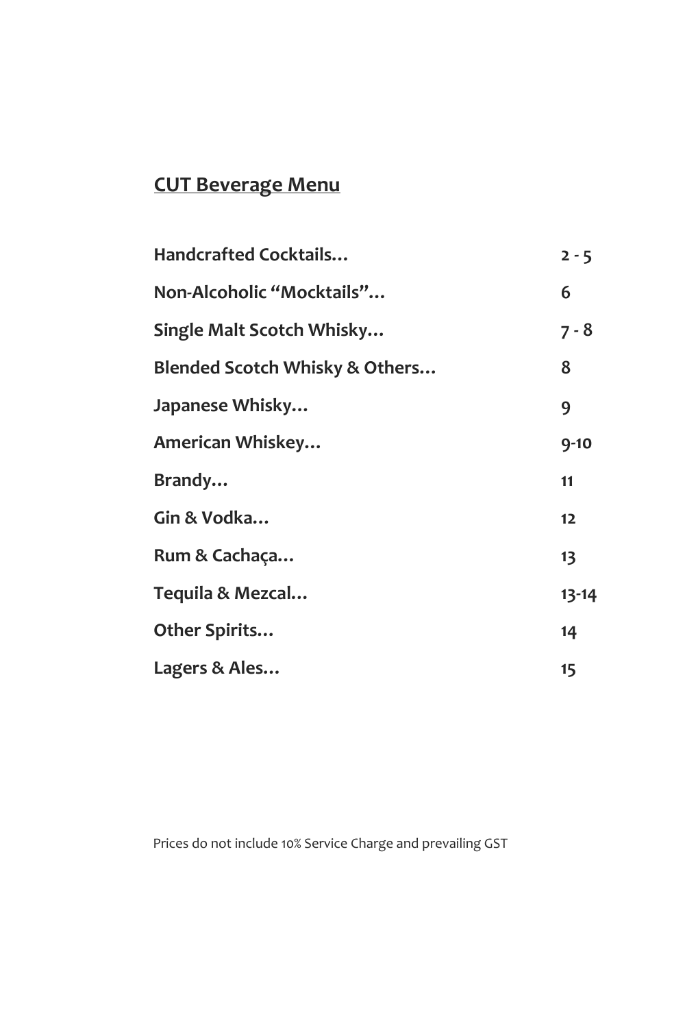# CUT Beverage Menu

| | |
|---|---|
| **Handcrafted Cocktails…** | **2 - 5** |
| **Non-Alcoholic "Mocktails"…** | **6** |
| **Single Malt Scotch Whisky…** | **7 - 8** |
| **Blended Scotch Whisky & Others…** | **8** |
| **Japanese Whisky…** | **9** |
| **American Whiskey…** | **9-10** |
| **Brandy…** | **11** |
| **Gin & Vodka…** | **12** |
| **Rum & Cachaça…** | **13** |
| **Tequila & Mezcal…** | **13-14** |
| **Other Spirits…** | **14** |
| **Lagers & Ales…** | **15** |

Prices do not include 10% Service Charge and prevailing GST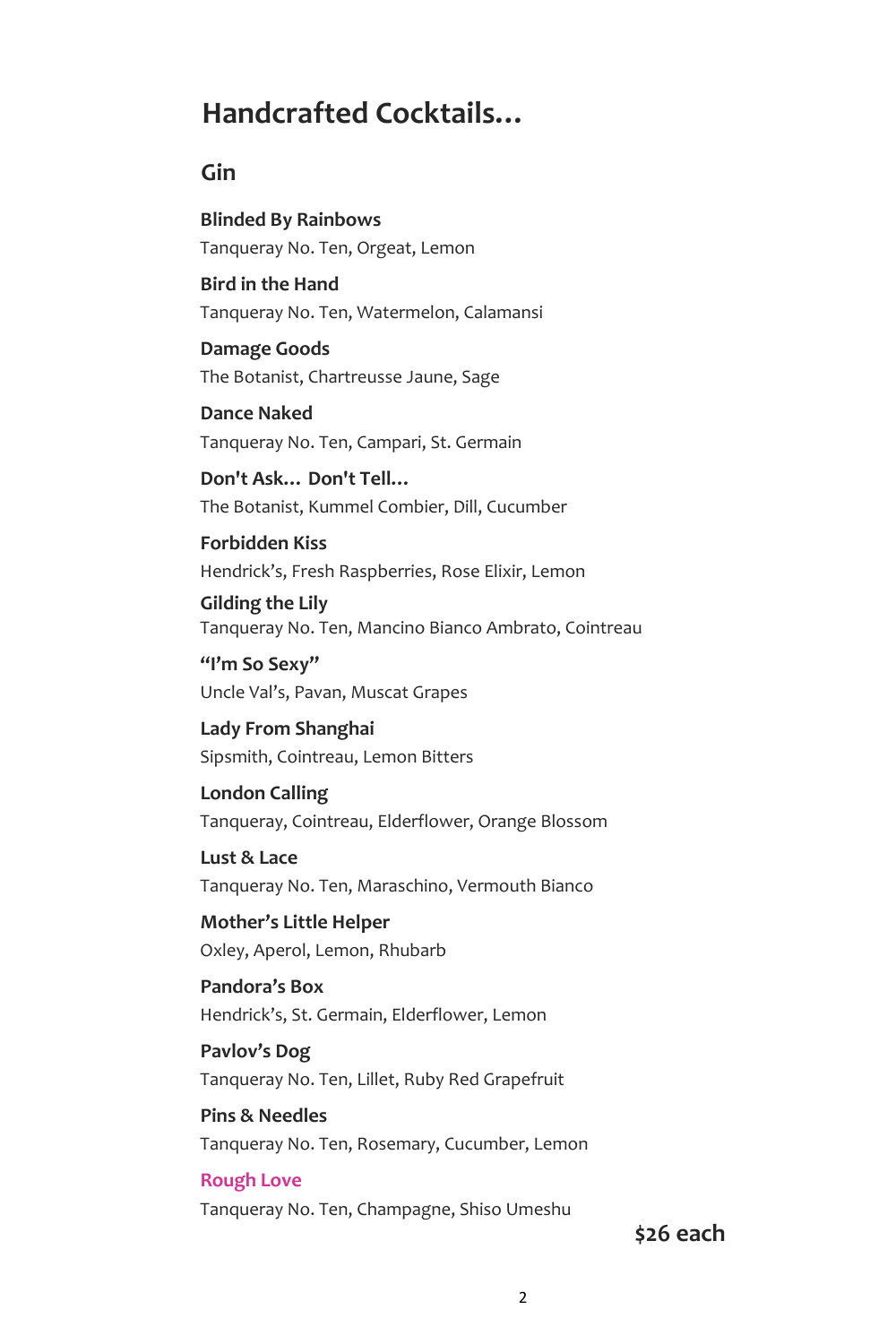# Handcrafted Cocktails…

## Gin

**Blinded By Rainbows**
Tanqueray No. Ten, Orgeat, Lemon

**Bird in the Hand**
Tanqueray No. Ten, Watermelon, Calamansi

**Damage Goods**
The Botanist, Chartreusse Jaune, Sage

**Dance Naked**
Tanqueray No. Ten, Campari, St. Germain

**Don't Ask… Don't Tell…**
The Botanist, Kummel Combier, Dill, Cucumber

**Forbidden Kiss**
Hendrick's, Fresh Raspberries, Rose Elixir, Lemon

**Gilding the Lily**
Tanqueray No. Ten, Mancino Bianco Ambrato, Cointreau

**"I'm So Sexy"**
Uncle Val's, Pavan, Muscat Grapes

**Lady From Shanghai**
Sipsmith, Cointreau, Lemon Bitters

**London Calling**
Tanqueray, Cointreau, Elderflower, Orange Blossom

**Lust & Lace**
Tanqueray No. Ten, Maraschino, Vermouth Bianco

**Mother's Little Helper**
Oxley, Aperol, Lemon, Rhubarb

**Pandora's Box**
Hendrick's, St. Germain, Elderflower, Lemon

**Pavlov's Dog**
Tanqueray No. Ten, Lillet, Ruby Red Grapefruit

**Pins & Needles**
Tanqueray No. Ten, Rosemary, Cucumber, Lemon

**Rough Love**
Tanqueray No. Ten, Champagne, Shiso Umeshu

**$26 each**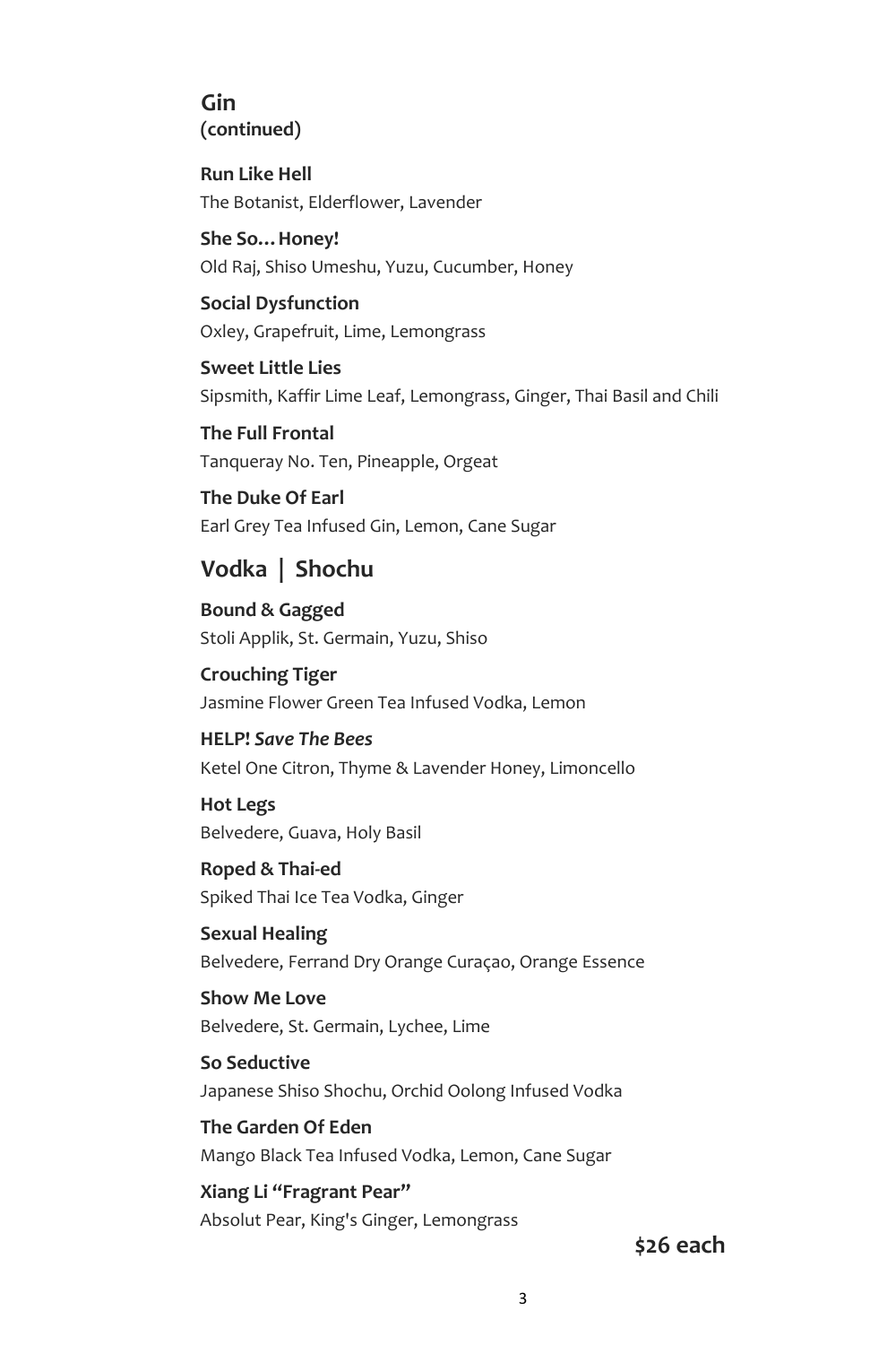## Gin
**(continued)**

**Run Like Hell**
The Botanist, Elderflower, Lavender

**She So…Honey!**
Old Raj, Shiso Umeshu, Yuzu, Cucumber, Honey

**Social Dysfunction**
Oxley, Grapefruit, Lime, Lemongrass

**Sweet Little Lies**
Sipsmith, Kaffir Lime Leaf, Lemongrass, Ginger, Thai Basil and Chili

**The Full Frontal**
Tanqueray No. Ten, Pineapple, Orgeat

**The Duke Of Earl**
Earl Grey Tea Infused Gin, Lemon, Cane Sugar

## Vodka | Shochu

**Bound & Gagged**
Stoli Applik, St. Germain, Yuzu, Shiso

**Crouching Tiger**
Jasmine Flower Green Tea Infused Vodka, Lemon

**HELP!** ***Save The Bees***
Ketel One Citron, Thyme & Lavender Honey, Limoncello

**Hot Legs**
Belvedere, Guava, Holy Basil

**Roped & Thai-ed**
Spiked Thai Ice Tea Vodka, Ginger

**Sexual Healing**
Belvedere, Ferrand Dry Orange Curaçao, Orange Essence

**Show Me Love**
Belvedere, St. Germain, Lychee, Lime

**So Seductive**
Japanese Shiso Shochu, Orchid Oolong Infused Vodka

**The Garden Of Eden**
Mango Black Tea Infused Vodka, Lemon, Cane Sugar

**Xiang Li "Fragrant Pear"**
Absolut Pear, King's Ginger, Lemongrass

**$26 each**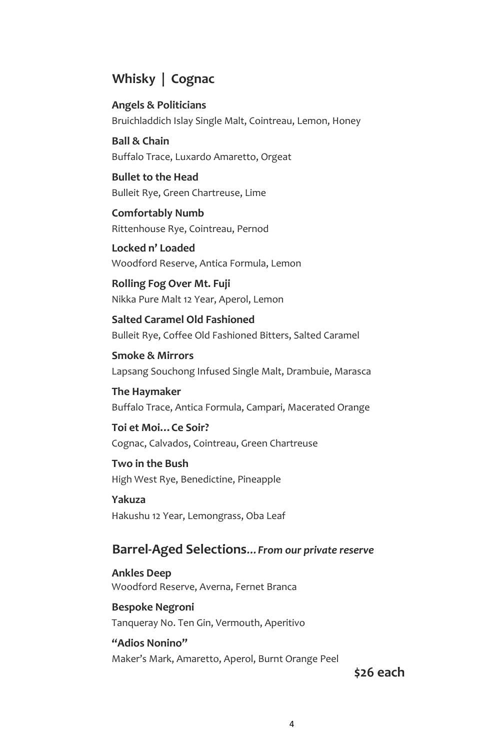## Whisky | Cognac

**Angels & Politicians**
Bruichladdich Islay Single Malt, Cointreau, Lemon, Honey

**Ball & Chain**
Buffalo Trace, Luxardo Amaretto, Orgeat

**Bullet to the Head**
Bulleit Rye, Green Chartreuse, Lime

**Comfortably Numb**
Rittenhouse Rye, Cointreau, Pernod

**Locked n' Loaded**
Woodford Reserve, Antica Formula, Lemon

**Rolling Fog Over Mt. Fuji**
Nikka Pure Malt 12 Year, Aperol, Lemon

**Salted Caramel Old Fashioned**
Bulleit Rye, Coffee Old Fashioned Bitters, Salted Caramel

**Smoke & Mirrors**
Lapsang Souchong Infused Single Malt, Drambuie, Marasca

**The Haymaker**
Buffalo Trace, Antica Formula, Campari, Macerated Orange

**Toi et Moi… Ce Soir?**
Cognac, Calvados, Cointreau, Green Chartreuse

**Two in the Bush**
High West Rye, Benedictine, Pineapple

**Yakuza**
Hakushu 12 Year, Lemongrass, Oba Leaf

## Barrel-Aged Selections*… From our private reserve*

**Ankles Deep**
Woodford Reserve, Averna, Fernet Branca

**Bespoke Negroni**
Tanqueray No. Ten Gin, Vermouth, Aperitivo

**"Adios Nonino"**
Maker's Mark, Amaretto, Aperol, Burnt Orange Peel

**$26 each**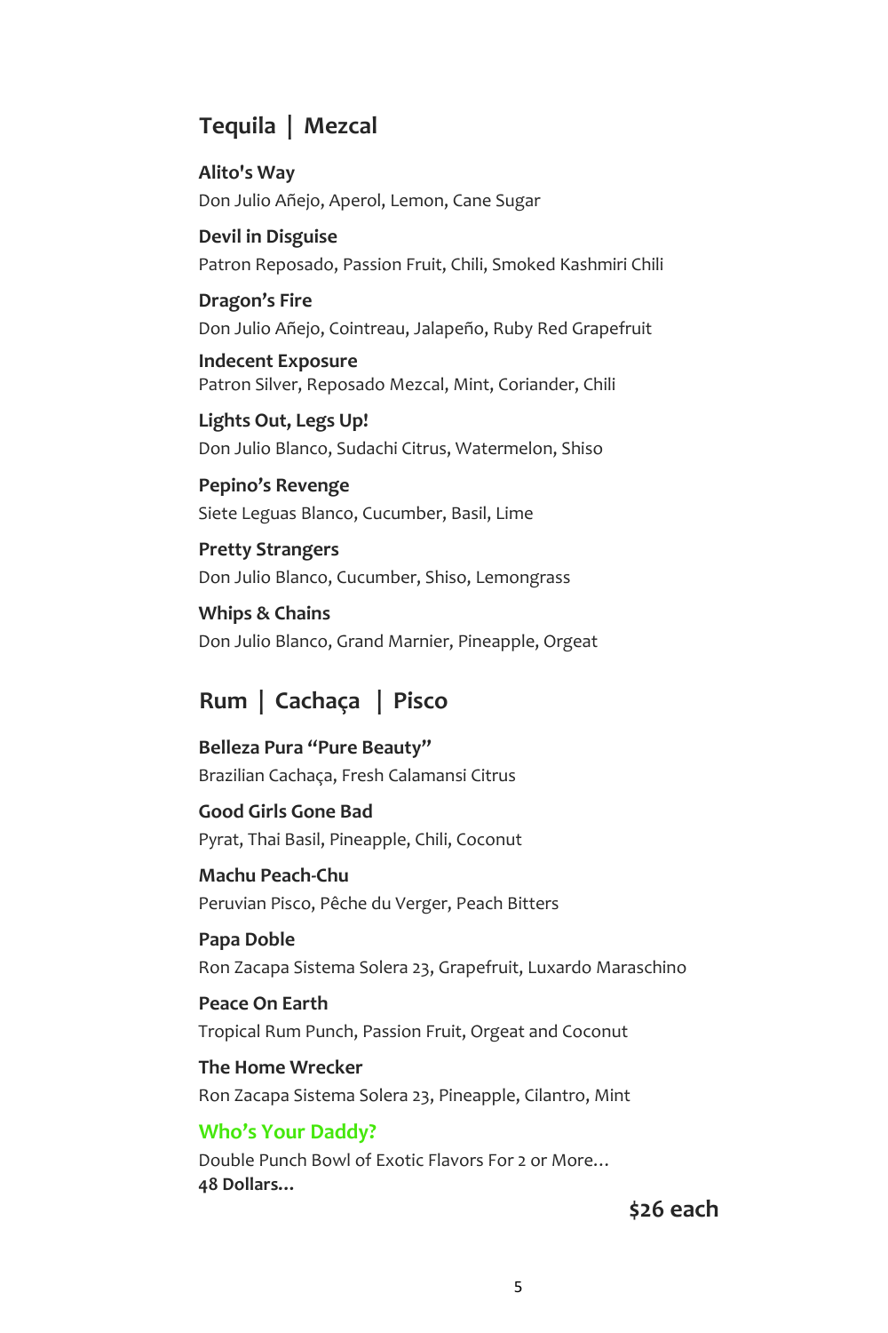## Tequila | Mezcal

**Alito's Way**
Don Julio Añejo, Aperol, Lemon, Cane Sugar

**Devil in Disguise**
Patron Reposado, Passion Fruit, Chili, Smoked Kashmiri Chili

**Dragon's Fire**
Don Julio Añejo, Cointreau, Jalapeño, Ruby Red Grapefruit

**Indecent Exposure**
Patron Silver, Reposado Mezcal, Mint, Coriander, Chili

**Lights Out, Legs Up!**
Don Julio Blanco, Sudachi Citrus, Watermelon, Shiso

**Pepino's Revenge**
Siete Leguas Blanco, Cucumber, Basil, Lime

**Pretty Strangers**
Don Julio Blanco, Cucumber, Shiso, Lemongrass

**Whips & Chains**
Don Julio Blanco, Grand Marnier, Pineapple, Orgeat

## Rum | Cachaça | Pisco

**Belleza Pura "Pure Beauty"**
Brazilian Cachaça, Fresh Calamansi Citrus

**Good Girls Gone Bad**
Pyrat, Thai Basil, Pineapple, Chili, Coconut

**Machu Peach-Chu**
Peruvian Pisco, Pêche du Verger, Peach Bitters

**Papa Doble**
Ron Zacapa Sistema Solera 23, Grapefruit, Luxardo Maraschino

**Peace On Earth**
Tropical Rum Punch, Passion Fruit, Orgeat and Coconut

**The Home Wrecker**
Ron Zacapa Sistema Solera 23, Pineapple, Cilantro, Mint

**Who's Your Daddy?**
Double Punch Bowl of Exotic Flavors For 2 or More…
**48 Dollars…**

**$26 each**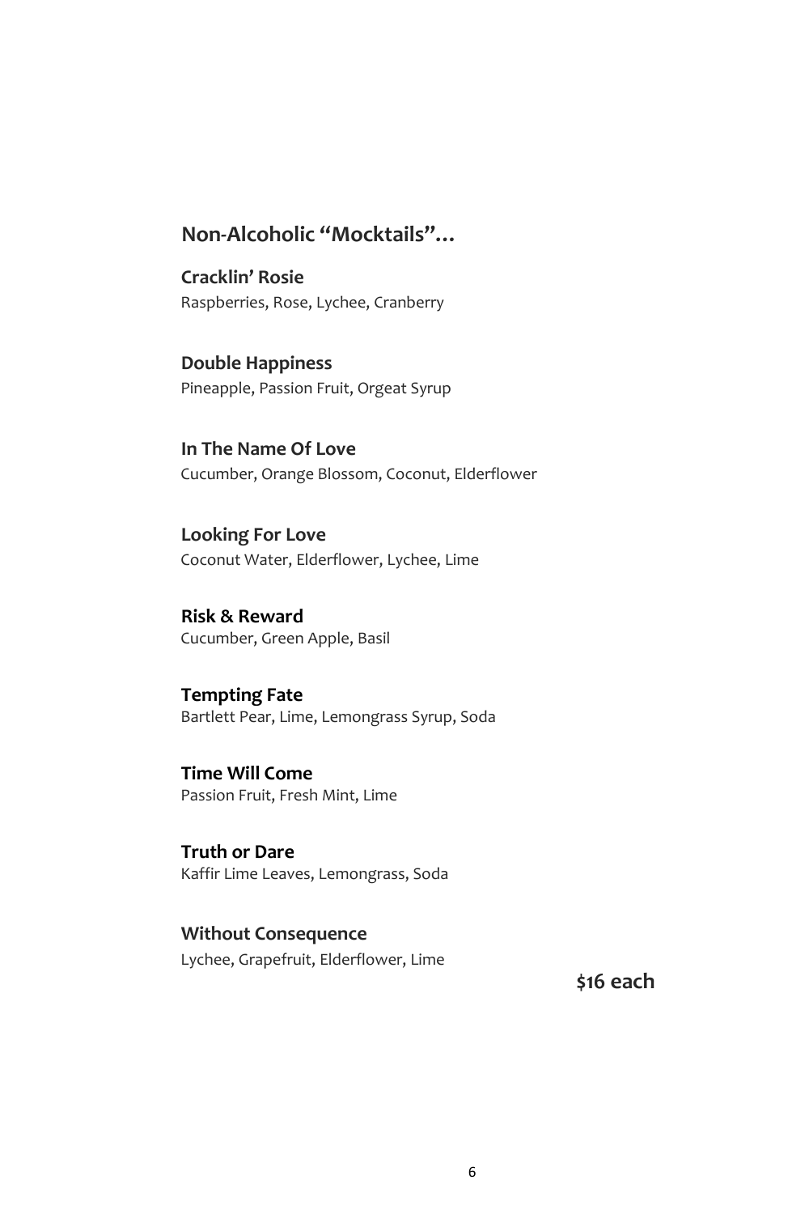## Non-Alcoholic "Mocktails"…

**Cracklin' Rosie**
Raspberries, Rose, Lychee, Cranberry

**Double Happiness**
Pineapple, Passion Fruit, Orgeat Syrup

**In The Name Of Love**
Cucumber, Orange Blossom, Coconut, Elderflower

**Looking For Love**
Coconut Water, Elderflower, Lychee, Lime

**Risk & Reward**
Cucumber, Green Apple, Basil

**Tempting Fate**
Bartlett Pear, Lime, Lemongrass Syrup, Soda

**Time Will Come**
Passion Fruit, Fresh Mint, Lime

**Truth or Dare**
Kaffir Lime Leaves, Lemongrass, Soda

**Without Consequence**
Lychee, Grapefruit, Elderflower, Lime

**$16 each**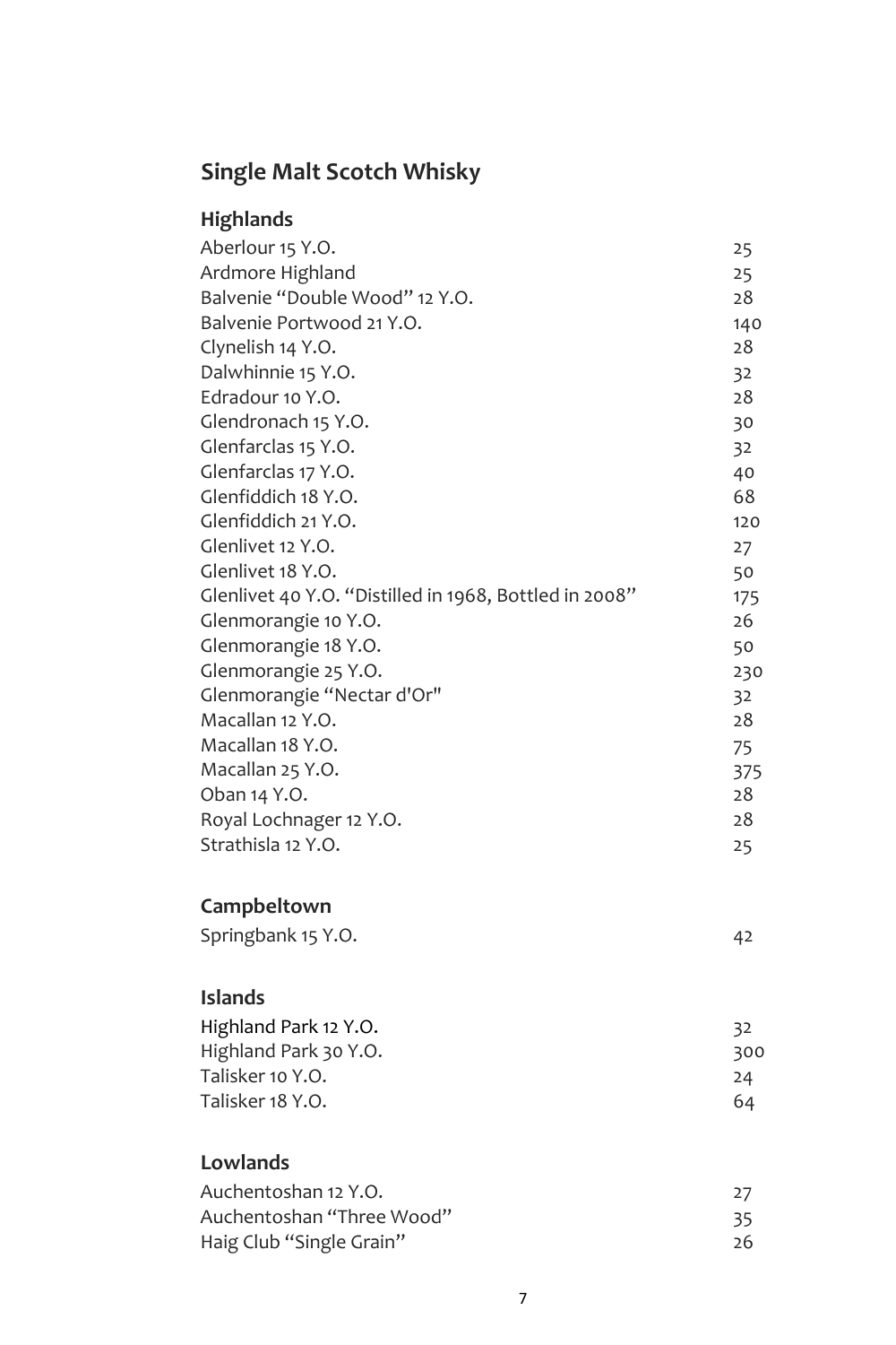# Single Malt Scotch Whisky

## Highlands

| | |
|---|---|
| Aberlour 15 Y.O. | 25 |
| Ardmore Highland | 25 |
| Balvenie "Double Wood" 12 Y.O. | 28 |
| Balvenie Portwood 21 Y.O. | 140 |
| Clynelish 14 Y.O. | 28 |
| Dalwhinnie 15 Y.O. | 32 |
| Edradour 10 Y.O. | 28 |
| Glendronach 15 Y.O. | 30 |
| Glenfarclas 15 Y.O. | 32 |
| Glenfarclas 17 Y.O. | 40 |
| Glenfiddich 18 Y.O. | 68 |
| Glenfiddich 21 Y.O. | 120 |
| Glenlivet 12 Y.O. | 27 |
| Glenlivet 18 Y.O. | 50 |
| Glenlivet 40 Y.O. "Distilled in 1968, Bottled in 2008" | 175 |
| Glenmorangie 10 Y.O. | 26 |
| Glenmorangie 18 Y.O. | 50 |
| Glenmorangie 25 Y.O. | 230 |
| Glenmorangie "Nectar d'Or" | 32 |
| Macallan 12 Y.O. | 28 |
| Macallan 18 Y.O. | 75 |
| Macallan 25 Y.O. | 375 |
| Oban 14 Y.O. | 28 |
| Royal Lochnager 12 Y.O. | 28 |
| Strathisla 12 Y.O. | 25 |

## Campbeltown

| | |
|---|---|
| Springbank 15 Y.O. | 42 |

## Islands

| | |
|---|---|
| Highland Park 12 Y.O. | 32 |
| Highland Park 30 Y.O. | 300 |
| Talisker 10 Y.O. | 24 |
| Talisker 18 Y.O. | 64 |

## Lowlands

| | |
|---|---|
| Auchentoshan 12 Y.O. | 27 |
| Auchentoshan "Three Wood" | 35 |
| Haig Club "Single Grain" | 26 |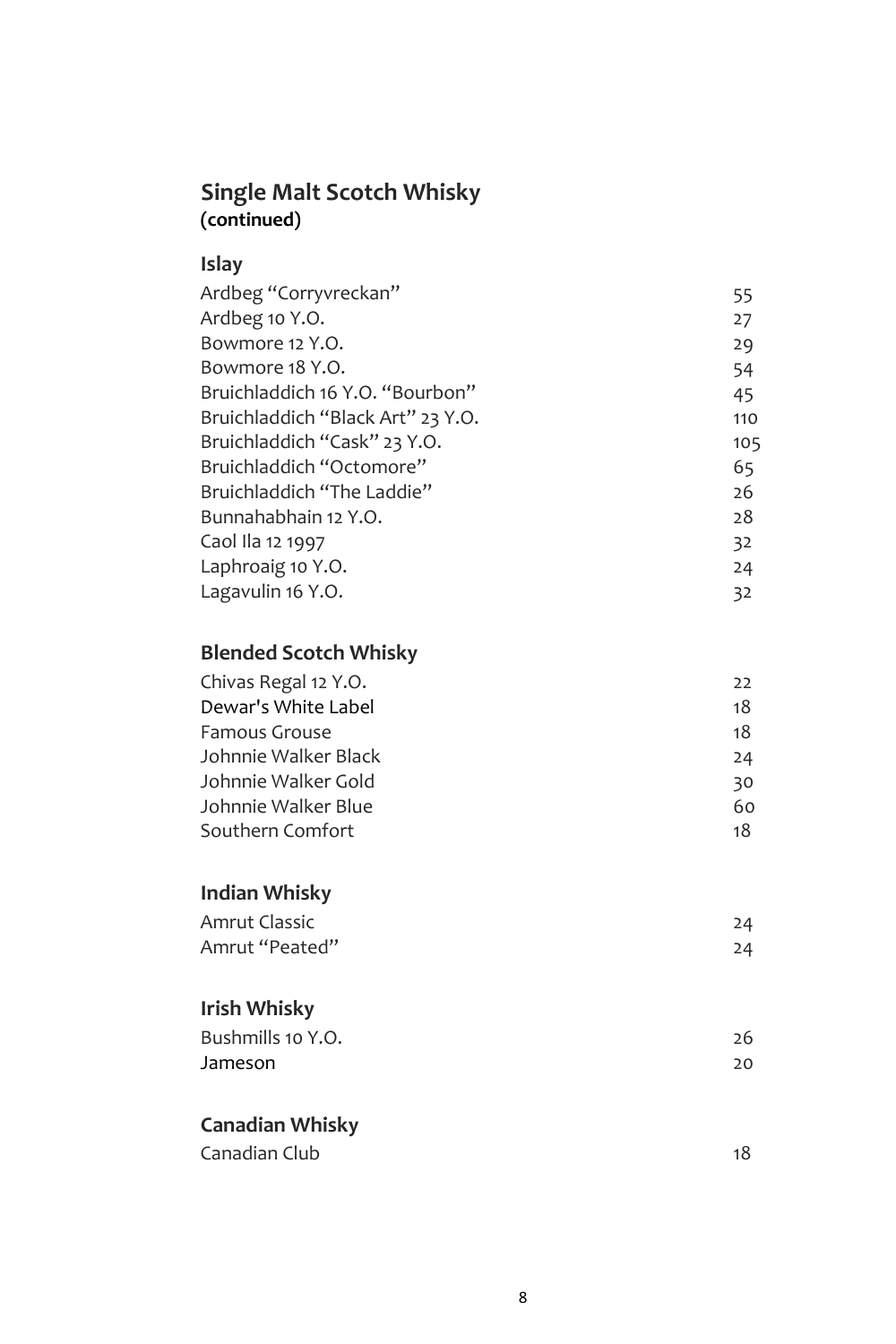## Single Malt Scotch Whisky
**(continued)**

### Islay

| | |
|---|---|
| Ardbeg "Corryvreckan" | 55 |
| Ardbeg 10 Y.O. | 27 |
| Bowmore 12 Y.O. | 29 |
| Bowmore 18 Y.O. | 54 |
| Bruichladdich 16 Y.O. "Bourbon" | 45 |
| Bruichladdich "Black Art" 23 Y.O. | 110 |
| Bruichladdich "Cask" 23 Y.O. | 105 |
| Bruichladdich "Octomore" | 65 |
| Bruichladdich "The Laddie" | 26 |
| Bunnahabhain 12 Y.O. | 28 |
| Caol Ila 12 1997 | 32 |
| Laphroaig 10 Y.O. | 24 |
| Lagavulin 16 Y.O. | 32 |

### Blended Scotch Whisky

| | |
|---|---|
| Chivas Regal 12 Y.O. | 22 |
| Dewar's White Label | 18 |
| Famous Grouse | 18 |
| Johnnie Walker Black | 24 |
| Johnnie Walker Gold | 30 |
| Johnnie Walker Blue | 60 |
| Southern Comfort | 18 |

### Indian Whisky

| | |
|---|---|
| Amrut Classic | 24 |
| Amrut "Peated" | 24 |

### Irish Whisky

| | |
|---|---|
| Bushmills 10 Y.O. | 26 |
| Jameson | 20 |

### Canadian Whisky

| | |
|---|---|
| Canadian Club | 18 |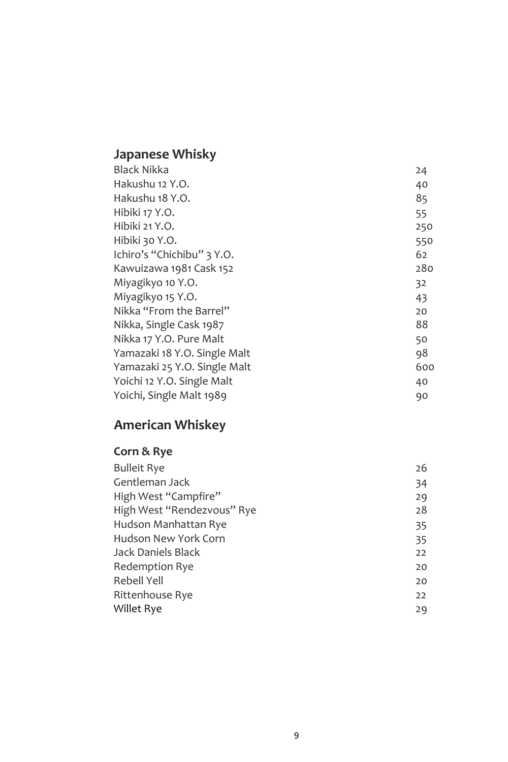## Japanese Whisky

| | |
|---|---|
| Black Nikka | 24 |
| Hakushu 12 Y.O. | 40 |
| Hakushu 18 Y.O. | 85 |
| Hibiki 17 Y.O. | 55 |
| Hibiki 21 Y.O. | 250 |
| Hibiki 30 Y.O. | 550 |
| Ichiro's "Chichibu" 3 Y.O. | 62 |
| Kawuizawa 1981 Cask 152 | 280 |
| Miyagikyo 10 Y.O. | 32 |
| Miyagikyo 15 Y.O. | 43 |
| Nikka "From the Barrel" | 20 |
| Nikka, Single Cask 1987 | 88 |
| Nikka 17 Y.O. Pure Malt | 50 |
| Yamazaki 18 Y.O. Single Malt | 98 |
| Yamazaki 25 Y.O. Single Malt | 600 |
| Yoichi 12 Y.O. Single Malt | 40 |
| Yoichi, Single Malt 1989 | 90 |

## American Whiskey

### Corn & Rye

| | |
|---|---|
| Bulleit Rye | 26 |
| Gentleman Jack | 34 |
| High West "Campfire" | 29 |
| High West "Rendezvous" Rye | 28 |
| Hudson Manhattan Rye | 35 |
| Hudson New York Corn | 35 |
| Jack Daniels Black | 22 |
| Redemption Rye | 20 |
| Rebell Yell | 20 |
| Rittenhouse Rye | 22 |
| Willet Rye | 29 |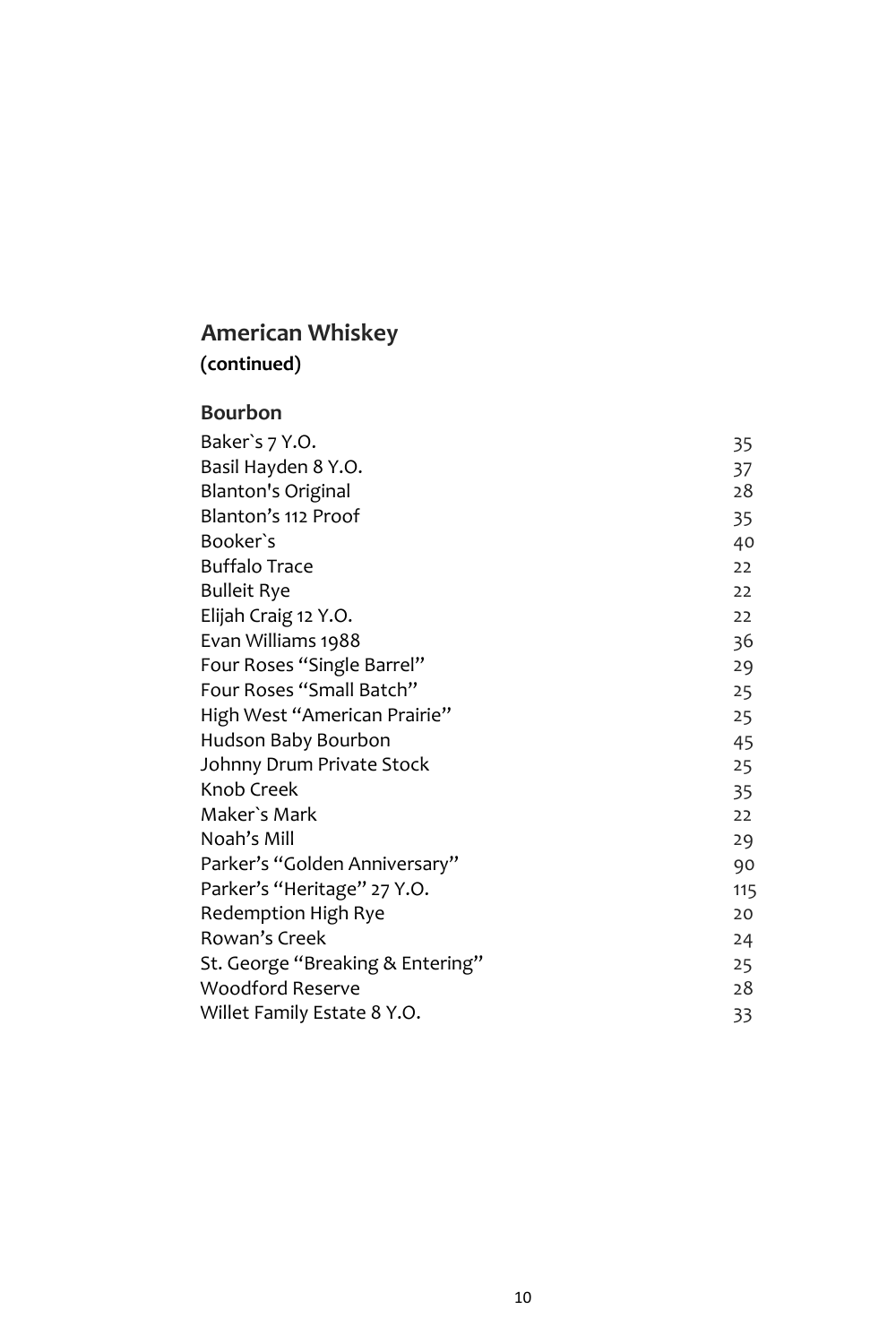## American Whiskey
**(continued)**

### Bourbon

| | |
|---|---|
| Baker`s 7 Y.O. | 35 |
| Basil Hayden 8 Y.O. | 37 |
| Blanton's Original | 28 |
| Blanton's 112 Proof | 35 |
| Booker`s | 40 |
| Buffalo Trace | 22 |
| Bulleit Rye | 22 |
| Elijah Craig 12 Y.O. | 22 |
| Evan Williams 1988 | 36 |
| Four Roses "Single Barrel" | 29 |
| Four Roses "Small Batch" | 25 |
| High West "American Prairie" | 25 |
| Hudson Baby Bourbon | 45 |
| Johnny Drum Private Stock | 25 |
| Knob Creek | 35 |
| Maker`s Mark | 22 |
| Noah's Mill | 29 |
| Parker's "Golden Anniversary" | 90 |
| Parker's "Heritage" 27 Y.O. | 115 |
| Redemption High Rye | 20 |
| Rowan's Creek | 24 |
| St. George "Breaking & Entering" | 25 |
| Woodford Reserve | 28 |
| Willet Family Estate 8 Y.O. | 33 |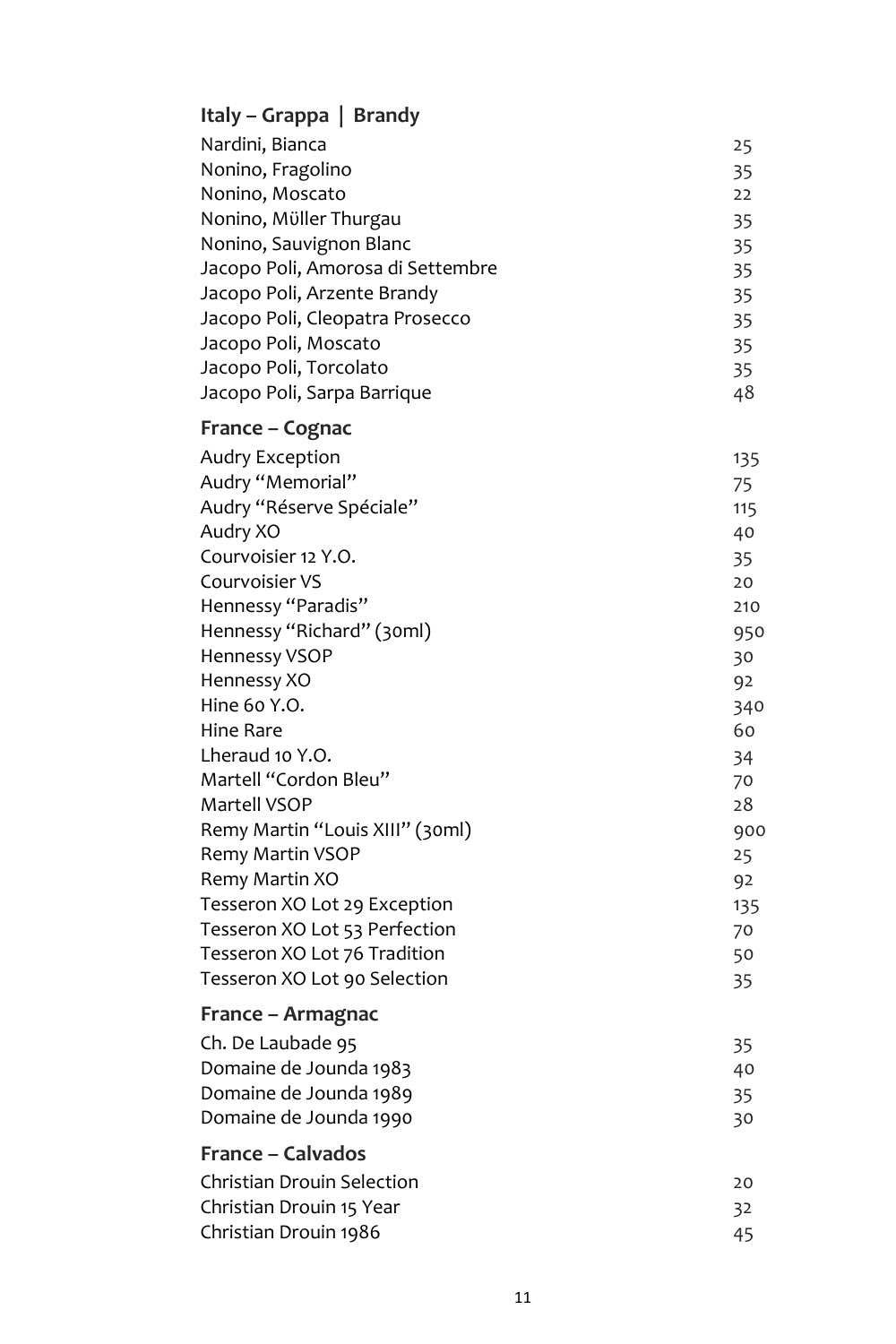## Italy – Grappa | Brandy

| | |
|---|---|
| Nardini, Bianca | 25 |
| Nonino, Fragolino | 35 |
| Nonino, Moscato | 22 |
| Nonino, Müller Thurgau | 35 |
| Nonino, Sauvignon Blanc | 35 |
| Jacopo Poli, Amorosa di Settembre | 35 |
| Jacopo Poli, Arzente Brandy | 35 |
| Jacopo Poli, Cleopatra Prosecco | 35 |
| Jacopo Poli, Moscato | 35 |
| Jacopo Poli, Torcolato | 35 |
| Jacopo Poli, Sarpa Barrique | 48 |

## France – Cognac

| | |
|---|---|
| Audry Exception | 135 |
| Audry "Memorial" | 75 |
| Audry "Réserve Spéciale" | 115 |
| Audry XO | 40 |
| Courvoisier 12 Y.O. | 35 |
| Courvoisier VS | 20 |
| Hennessy "Paradis" | 210 |
| Hennessy "Richard" (30ml) | 950 |
| Hennessy VSOP | 30 |
| Hennessy XO | 92 |
| Hine 60 Y.O. | 340 |
| Hine Rare | 60 |
| Lheraud 10 Y.O. | 34 |
| Martell "Cordon Bleu" | 70 |
| Martell VSOP | 28 |
| Remy Martin "Louis XIII" (30ml) | 900 |
| Remy Martin VSOP | 25 |
| Remy Martin XO | 92 |
| Tesseron XO Lot 29 Exception | 135 |
| Tesseron XO Lot 53 Perfection | 70 |
| Tesseron XO Lot 76 Tradition | 50 |
| Tesseron XO Lot 90 Selection | 35 |

## France – Armagnac

| | |
|---|---|
| Ch. De Laubade 95 | 35 |
| Domaine de Jounda 1983 | 40 |
| Domaine de Jounda 1989 | 35 |
| Domaine de Jounda 1990 | 30 |

## France – Calvados

| | |
|---|---|
| Christian Drouin Selection | 20 |
| Christian Drouin 15 Year | 32 |
| Christian Drouin 1986 | 45 |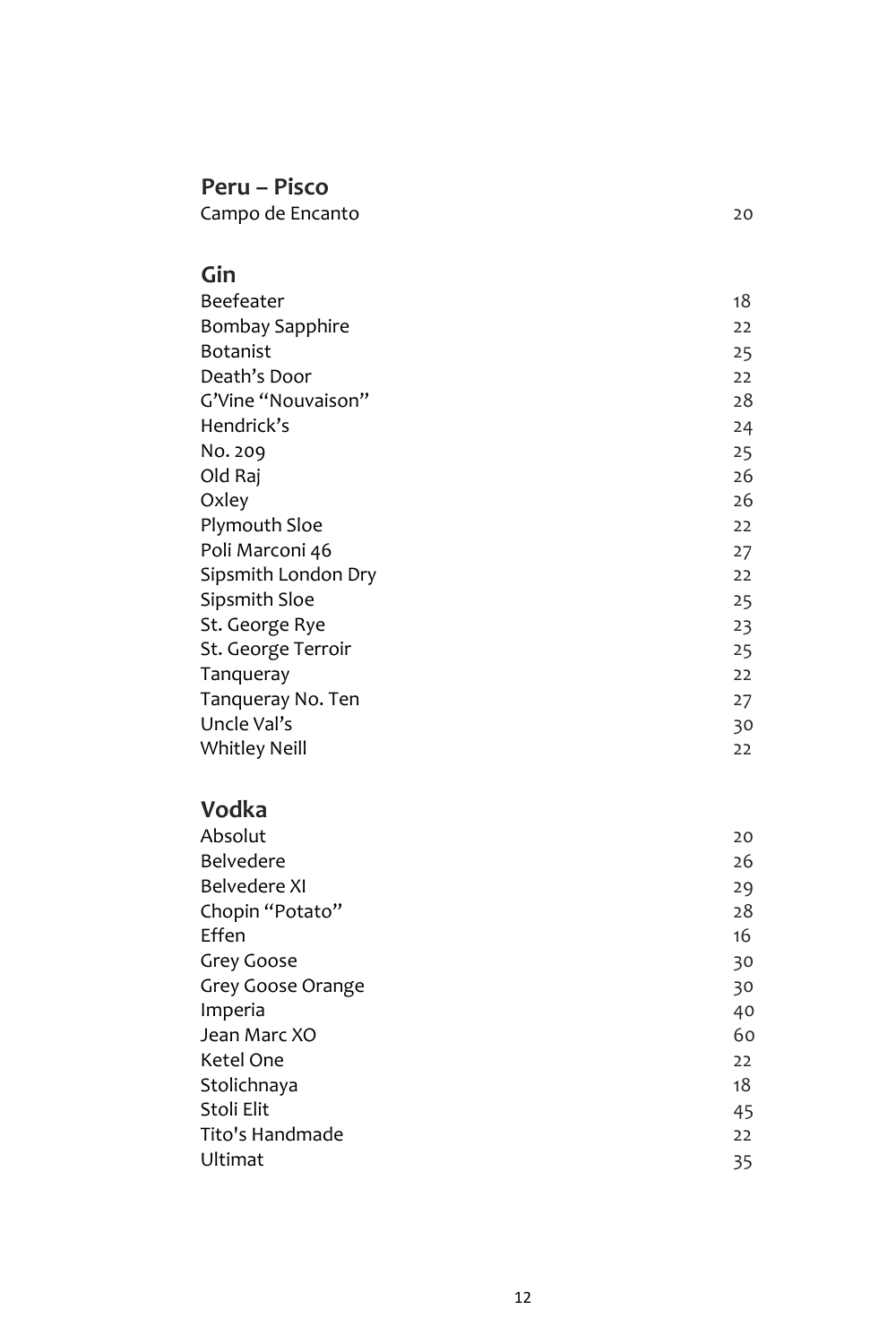## Peru – Pisco

| | |
|---|---|
| Campo de Encanto | 20 |

## Gin

| | |
|---|---|
| Beefeater | 18 |
| Bombay Sapphire | 22 |
| Botanist | 25 |
| Death's Door | 22 |
| G'Vine "Nouvaison" | 28 |
| Hendrick's | 24 |
| No. 209 | 25 |
| Old Raj | 26 |
| Oxley | 26 |
| Plymouth Sloe | 22 |
| Poli Marconi 46 | 27 |
| Sipsmith London Dry | 22 |
| Sipsmith Sloe | 25 |
| St. George Rye | 23 |
| St. George Terroir | 25 |
| Tanqueray | 22 |
| Tanqueray No. Ten | 27 |
| Uncle Val's | 30 |
| Whitley Neill | 22 |

## Vodka

| | |
|---|---|
| Absolut | 20 |
| Belvedere | 26 |
| Belvedere XI | 29 |
| Chopin "Potato" | 28 |
| Effen | 16 |
| Grey Goose | 30 |
| Grey Goose Orange | 30 |
| Imperia | 40 |
| Jean Marc XO | 60 |
| Ketel One | 22 |
| Stolichnaya | 18 |
| Stoli Elit | 45 |
| Tito's Handmade | 22 |
| Ultimat | 35 |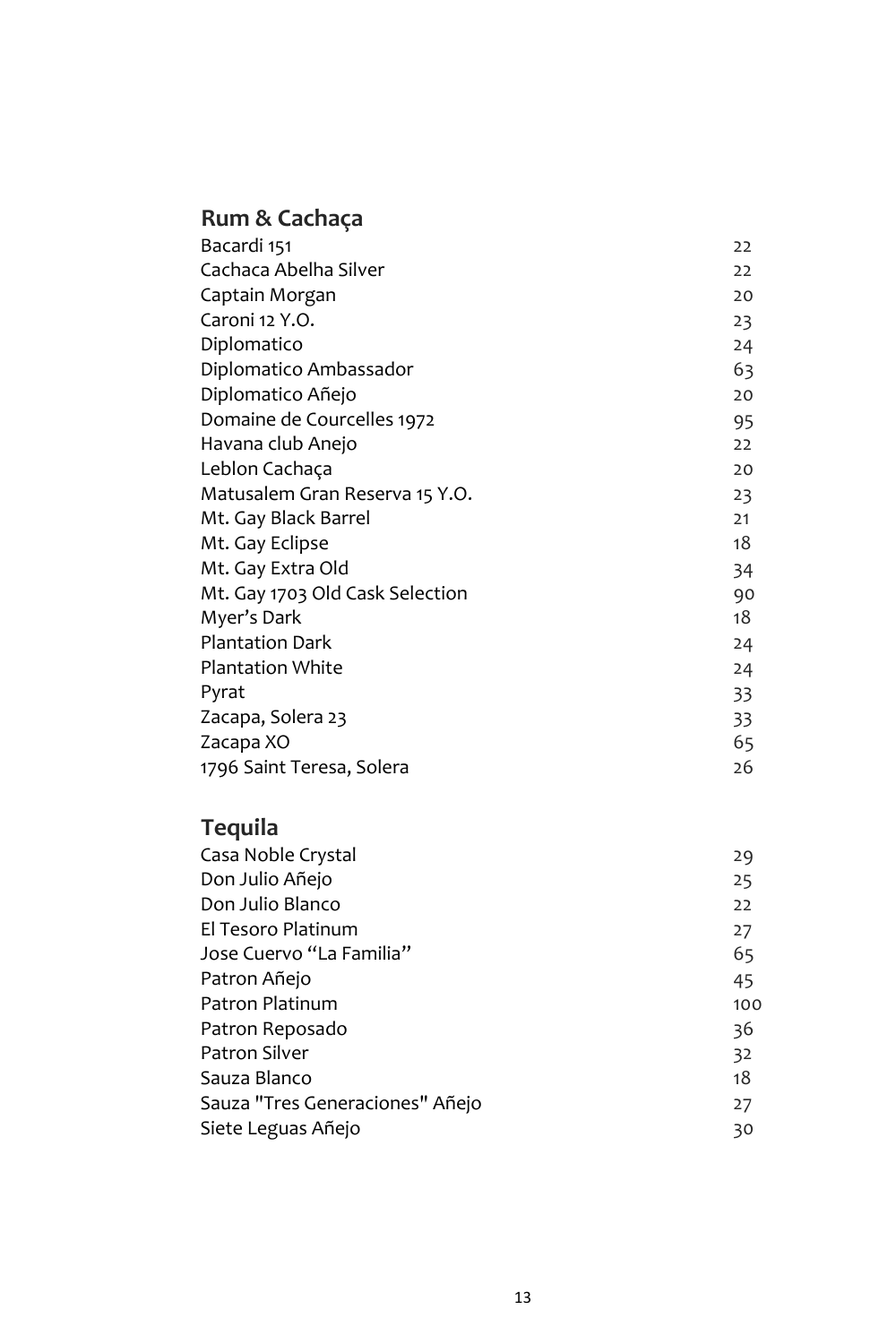## Rum & Cachaça

| | |
|---|---|
| Bacardi 151 | 22 |
| Cachaca Abelha Silver | 22 |
| Captain Morgan | 20 |
| Caroni 12 Y.O. | 23 |
| Diplomatico | 24 |
| Diplomatico Ambassador | 63 |
| Diplomatico Añejo | 20 |
| Domaine de Courcelles 1972 | 95 |
| Havana club Anejo | 22 |
| Leblon Cachaça | 20 |
| Matusalem Gran Reserva 15 Y.O. | 23 |
| Mt. Gay Black Barrel | 21 |
| Mt. Gay Eclipse | 18 |
| Mt. Gay Extra Old | 34 |
| Mt. Gay 1703 Old Cask Selection | 90 |
| Myer's Dark | 18 |
| Plantation Dark | 24 |
| Plantation White | 24 |
| Pyrat | 33 |
| Zacapa, Solera 23 | 33 |
| Zacapa XO | 65 |
| 1796 Saint Teresa, Solera | 26 |

## Tequila

| | |
|---|---|
| Casa Noble Crystal | 29 |
| Don Julio Añejo | 25 |
| Don Julio Blanco | 22 |
| El Tesoro Platinum | 27 |
| Jose Cuervo "La Familia" | 65 |
| Patron Añejo | 45 |
| Patron Platinum | 100 |
| Patron Reposado | 36 |
| Patron Silver | 32 |
| Sauza Blanco | 18 |
| Sauza "Tres Generaciones" Añejo | 27 |
| Siete Leguas Añejo | 30 |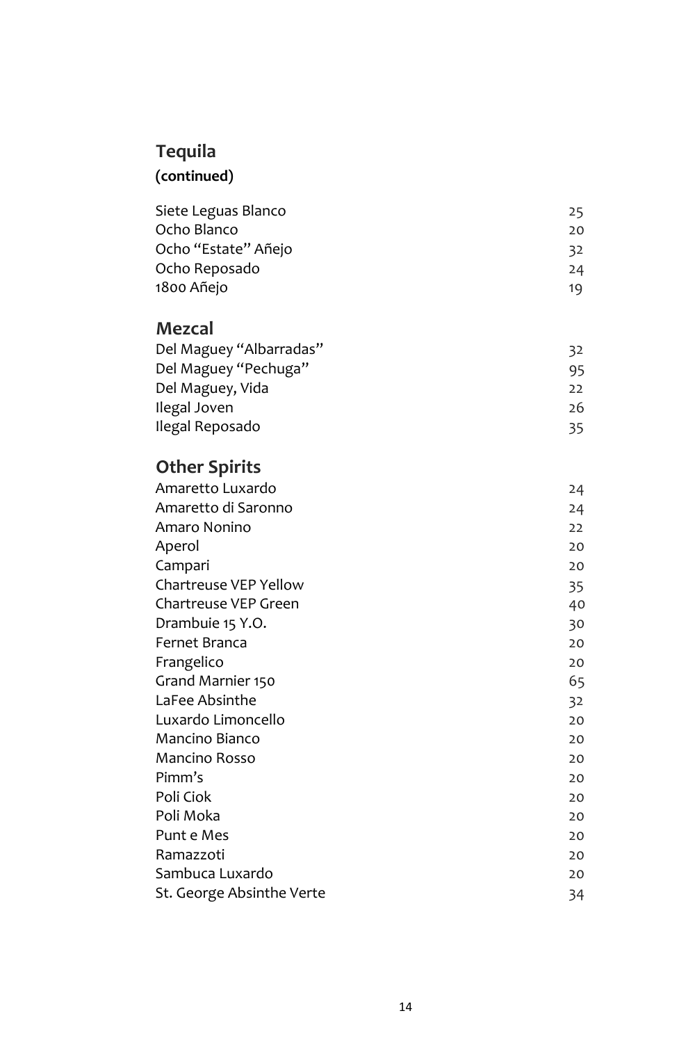## Tequila

**(continued)**

| | |
|---|---|
| Siete Leguas Blanco | 25 |
| Ocho Blanco | 20 |
| Ocho "Estate" Añejo | 32 |
| Ocho Reposado | 24 |
| 1800 Añejo | 19 |

## Mezcal

| | |
|---|---|
| Del Maguey "Albarradas" | 32 |
| Del Maguey "Pechuga" | 95 |
| Del Maguey, Vida | 22 |
| Ilegal Joven | 26 |
| Ilegal Reposado | 35 |

## Other Spirits

| | |
|---|---|
| Amaretto Luxardo | 24 |
| Amaretto di Saronno | 24 |
| Amaro Nonino | 22 |
| Aperol | 20 |
| Campari | 20 |
| Chartreuse VEP Yellow | 35 |
| Chartreuse VEP Green | 40 |
| Drambuie 15 Y.O. | 30 |
| Fernet Branca | 20 |
| Frangelico | 20 |
| Grand Marnier 150 | 65 |
| LaFee Absinthe | 32 |
| Luxardo Limoncello | 20 |
| Mancino Bianco | 20 |
| Mancino Rosso | 20 |
| Pimm's | 20 |
| Poli Ciok | 20 |
| Poli Moka | 20 |
| Punt e Mes | 20 |
| Ramazzoti | 20 |
| Sambuca Luxardo | 20 |
| St. George Absinthe Verte | 34 |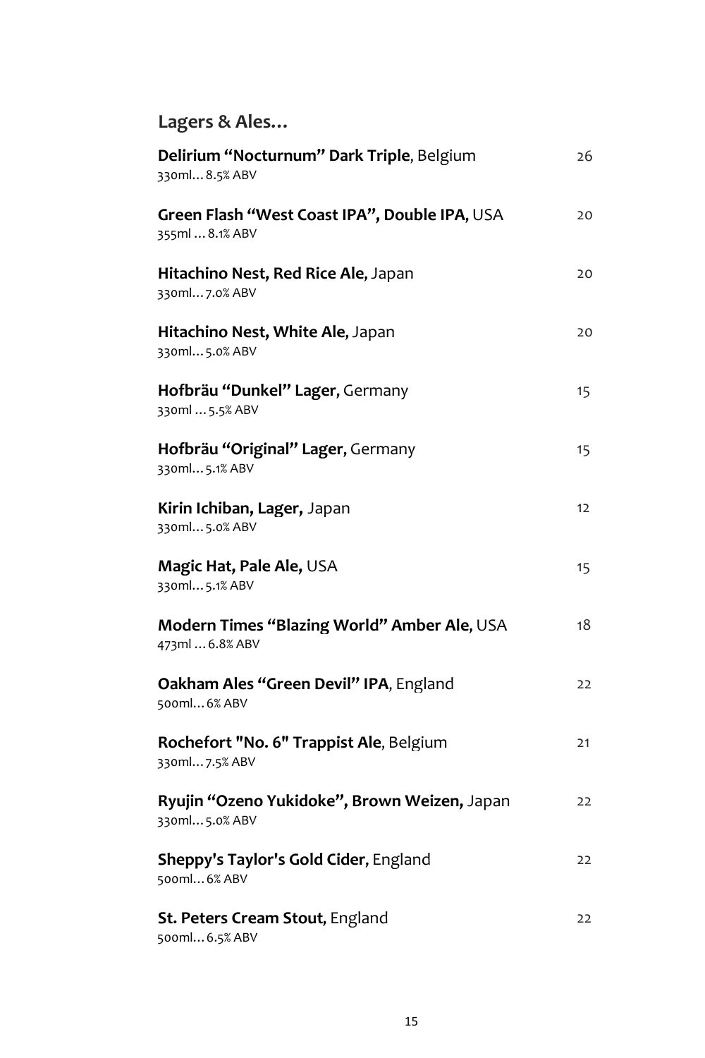## Lagers & Ales…

**Delirium "Nocturnum" Dark Triple**, Belgium — 26
330ml… 8.5% ABV

**Green Flash "West Coast IPA", Double IPA,** USA — 20
355ml … 8.1% ABV

**Hitachino Nest, Red Rice Ale,** Japan — 20
330ml… 7.0% ABV

**Hitachino Nest, White Ale,** Japan — 20
330ml… 5.0% ABV

**Hofbräu "Dunkel" Lager,** Germany — 15
330ml … 5.5% ABV

**Hofbräu "Original" Lager,** Germany — 15
330ml… 5.1% ABV

**Kirin Ichiban, Lager,** Japan — 12
330ml… 5.0% ABV

**Magic Hat, Pale Ale,** USA — 15
330ml… 5.1% ABV

**Modern Times "Blazing World" Amber Ale,** USA — 18
473ml … 6.8% ABV

**Oakham Ales "Green Devil" IPA**, England — 22
500ml… 6% ABV

**Rochefort "No. 6" Trappist Ale**, Belgium — 21
330ml… 7.5% ABV

**Ryujin "Ozeno Yukidoke", Brown Weizen,** Japan — 22
330ml… 5.0% ABV

**Sheppy's Taylor's Gold Cider,** England — 22
500ml… 6% ABV

**St. Peters Cream Stout,** England — 22
500ml… 6.5% ABV